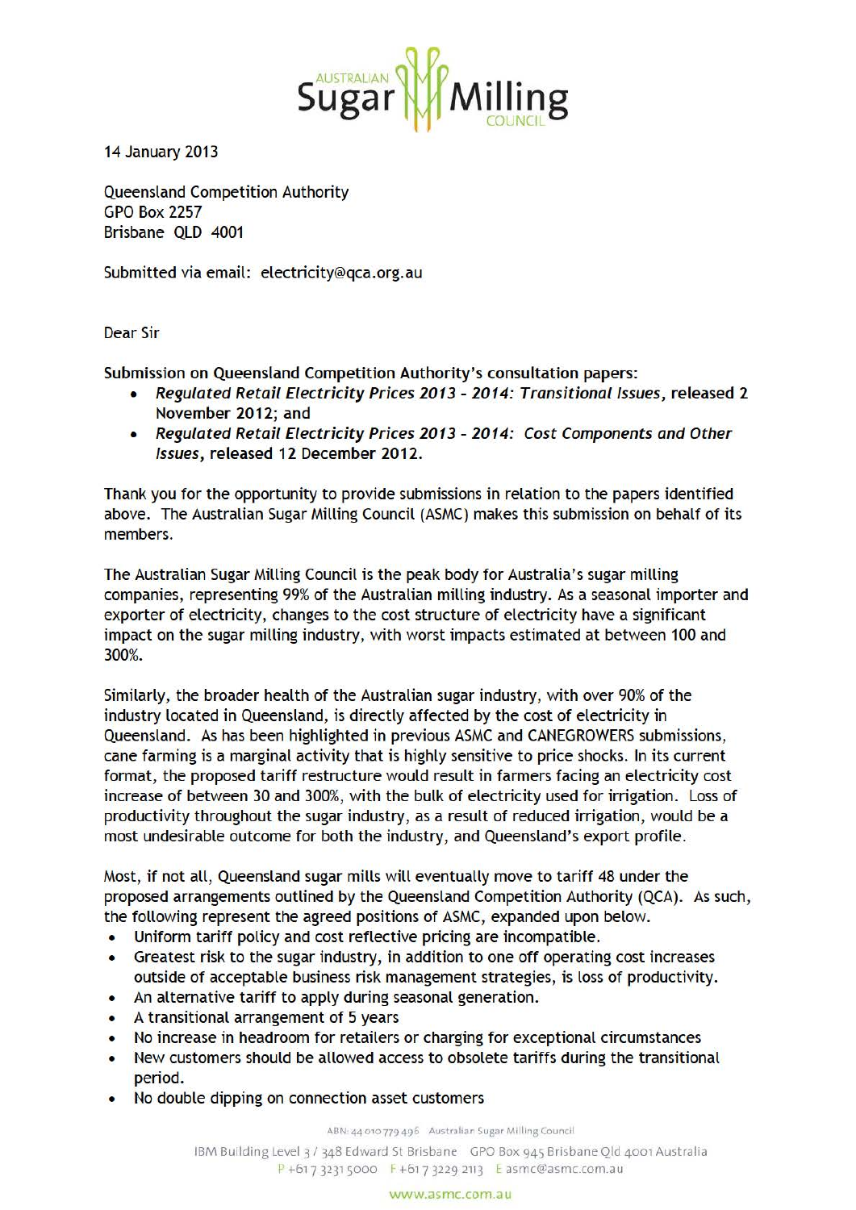14 January 2013

Queensland Competition Authority
GPO Box 2257
Brisbane QLD 4001

Submitted via email: electricity@qca.org.au

Dear Sir

**Submission on Queensland Competition Authority's consultation papers:**

- ***Regulated Retail Electricity Prices 2013 – 2014: Transitional Issues*, released 2 November 2012; and**
- ***Regulated Retail Electricity Prices 2013 – 2014: Cost Components and Other Issues*, released 12 December 2012.**

Thank you for the opportunity to provide submissions in relation to the papers identified above. The Australian Sugar Milling Council (ASMC) makes this submission on behalf of its members.

The Australian Sugar Milling Council is the peak body for Australia's sugar milling companies, representing 99% of the Australian milling industry. As a seasonal importer and exporter of electricity, changes to the cost structure of electricity have a significant impact on the sugar milling industry, with worst impacts estimated at between 100 and 300%.

Similarly, the broader health of the Australian sugar industry, with over 90% of the industry located in Queensland, is directly affected by the cost of electricity in Queensland. As has been highlighted in previous ASMC and CANEGROWERS submissions, cane farming is a marginal activity that is highly sensitive to price shocks. In its current format, the proposed tariff restructure would result in farmers facing an electricity cost increase of between 30 and 300%, with the bulk of electricity used for irrigation. Loss of productivity throughout the sugar industry, as a result of reduced irrigation, would be a most undesirable outcome for both the industry, and Queensland's export profile.

Most, if not all, Queensland sugar mills will eventually move to tariff 48 under the proposed arrangements outlined by the Queensland Competition Authority (QCA). As such, the following represent the agreed positions of ASMC, expanded upon below.

- Uniform tariff policy and cost reflective pricing are incompatible.
- Greatest risk to the sugar industry, in addition to one off operating cost increases outside of acceptable business risk management strategies, is loss of productivity.
- An alternative tariff to apply during seasonal generation.
- A transitional arrangement of 5 years
- No increase in headroom for retailers or charging for exceptional circumstances
- New customers should be allowed access to obsolete tariffs during the transitional period.
- No double dipping on connection asset customers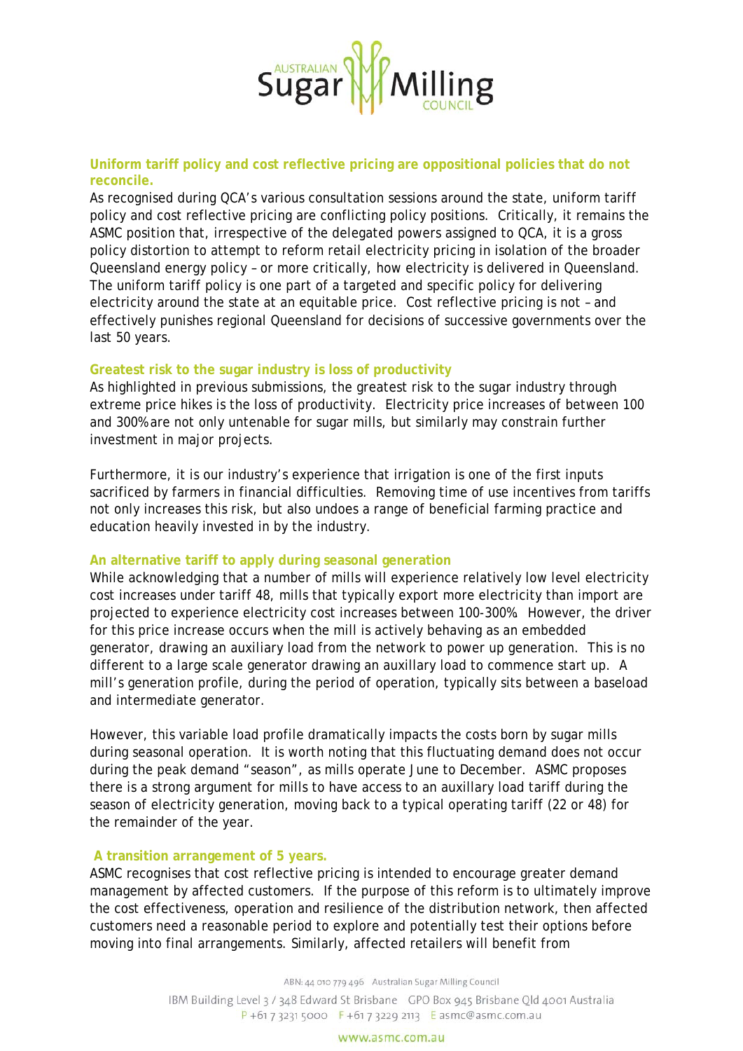**Uniform tariff policy and cost reflective pricing are oppositional policies that do not reconcile.**

As recognised during QCA's various consultation sessions around the state, uniform tariff policy and cost reflective pricing are conflicting policy positions. Critically, it remains the ASMC position that, irrespective of the delegated powers assigned to QCA, it is a gross policy distortion to attempt to reform retail electricity pricing in isolation of the broader Queensland energy policy – or more critically, how electricity is delivered in Queensland. The uniform tariff policy is one part of a targeted and specific policy for delivering electricity around the state at an equitable price. Cost reflective pricing is not – and effectively punishes regional Queensland for decisions of successive governments over the last 50 years.

**Greatest risk to the sugar industry is loss of productivity**

As highlighted in previous submissions, the greatest risk to the sugar industry through extreme price hikes is the loss of productivity. Electricity price increases of between 100 and 300% are not only untenable for sugar mills, but similarly may constrain further investment in major projects.

Furthermore, it is our industry's experience that irrigation is one of the first inputs sacrificed by farmers in financial difficulties. Removing time of use incentives from tariffs not only increases this risk, but also undoes a range of beneficial farming practice and education heavily invested in by the industry.

**An alternative tariff to apply during seasonal generation**

While acknowledging that a number of mills will experience relatively low level electricity cost increases under tariff 48, mills that typically export more electricity than import are projected to experience electricity cost increases between 100-300%. However, the driver for this price increase occurs when the mill is actively behaving as an embedded generator, drawing an auxiliary load from the network to power up generation. This is no different to a large scale generator drawing an auxillary load to commence start up. A mill's generation profile, during the period of operation, typically sits between a baseload and intermediate generator.

However, this variable load profile dramatically impacts the costs born by sugar mills during seasonal operation. It is worth noting that this fluctuating demand does not occur during the peak demand "season", as mills operate June to December. ASMC proposes there is a strong argument for mills to have access to an auxillary load tariff during the season of electricity generation, moving back to a typical operating tariff (22 or 48) for the remainder of the year.

**A transition arrangement of 5 years.**

ASMC recognises that cost reflective pricing is intended to encourage greater demand management by affected customers. If the purpose of this reform is to ultimately improve the cost effectiveness, operation and resilience of the distribution network, then affected customers need a reasonable period to explore and potentially test their options before moving into final arrangements. Similarly, affected retailers will benefit from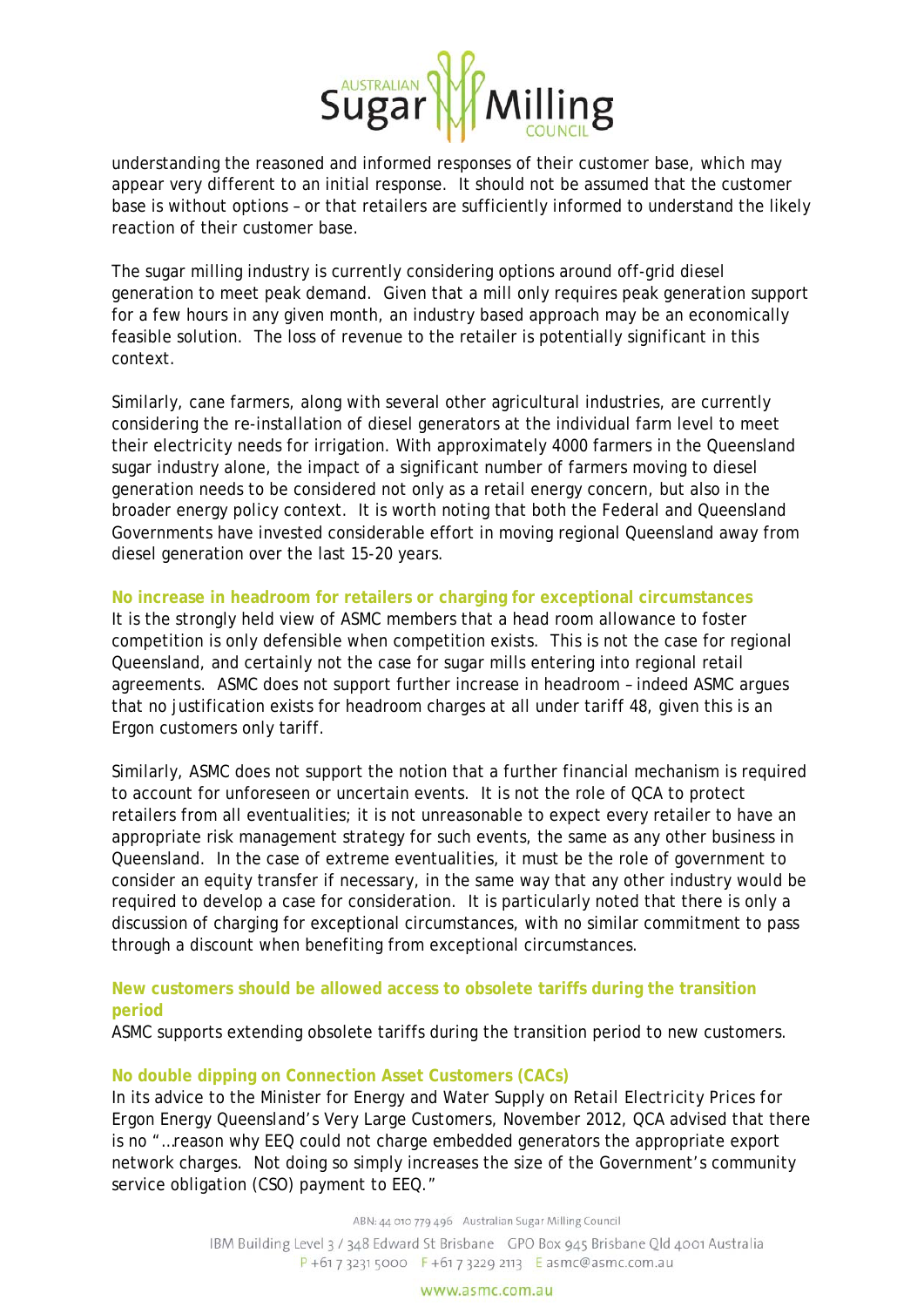understanding the reasoned and informed responses of their customer base, which may appear very different to an initial response. It should not be assumed that the customer base is without options – or that retailers are sufficiently informed to understand the likely reaction of their customer base.

The sugar milling industry is currently considering options around off-grid diesel generation to meet peak demand. Given that a mill only requires peak generation support for a few hours in any given month, an industry based approach may be an economically feasible solution. The loss of revenue to the retailer is potentially significant in this context.

Similarly, cane farmers, along with several other agricultural industries, are currently considering the re-installation of diesel generators at the individual farm level to meet their electricity needs for irrigation. With approximately 4000 farmers in the Queensland sugar industry alone, the impact of a significant number of farmers moving to diesel generation needs to be considered not only as a retail energy concern, but also in the broader energy policy context. It is worth noting that both the Federal and Queensland Governments have invested considerable effort in moving regional Queensland away from diesel generation over the last 15-20 years.

**No increase in headroom for retailers or charging for exceptional circumstances**

It is the strongly held view of ASMC members that a head room allowance to foster competition is only defensible when competition exists. This is not the case for regional Queensland, and certainly not the case for sugar mills entering into regional retail agreements. ASMC does not support further increase in headroom – indeed ASMC argues that no justification exists for headroom charges at all under tariff 48, given this is an Ergon customers only tariff.

Similarly, ASMC does not support the notion that a further financial mechanism is required to account for unforeseen or uncertain events. It is not the role of QCA to protect retailers from all eventualities; it is not unreasonable to expect every retailer to have an appropriate risk management strategy for such events, the same as any other business in Queensland. In the case of extreme eventualities, it must be the role of government to consider an equity transfer if necessary, in the same way that any other industry would be required to develop a case for consideration. It is particularly noted that there is only a discussion of charging for exceptional circumstances, with no similar commitment to pass through a discount when benefiting from exceptional circumstances.

**New customers should be allowed access to obsolete tariffs during the transition period**

ASMC supports extending obsolete tariffs during the transition period to new customers.

**No double dipping on Connection Asset Customers (CACs)**

In its advice to the Minister for Energy and Water Supply on *Retail Electricity Prices for Ergon Energy Queensland's Very Large Customers*, November 2012, QCA advised that there is no "…reason why EEQ could not charge embedded generators the appropriate export network charges. Not doing so simply increases the size of the Government's community service obligation (CSO) payment to EEQ."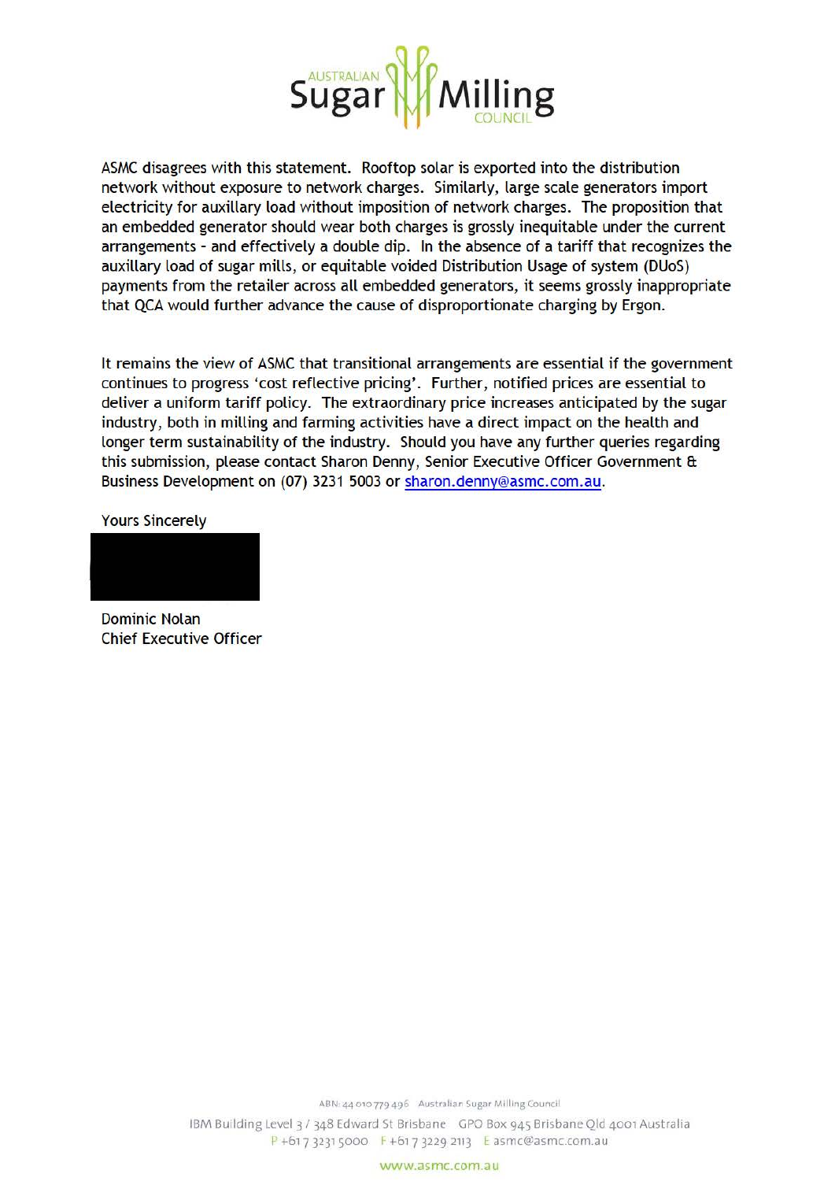ASMC disagrees with this statement. Rooftop solar is exported into the distribution network without exposure to network charges. Similarly, large scale generators import electricity for auxillary load without imposition of network charges. The proposition that an embedded generator should wear both charges is grossly inequitable under the current arrangements - and effectively a double dip. In the absence of a tariff that recognizes the auxillary load of sugar mills, or equitable voided Distribution Usage of system (DUoS) payments from the retailer across all embedded generators, it seems grossly inappropriate that QCA would further advance the cause of disproportionate charging by Ergon.

It remains the view of ASMC that transitional arrangements are essential if the government continues to progress 'cost reflective pricing'. Further, notified prices are essential to deliver a uniform tariff policy. The extraordinary price increases anticipated by the sugar industry, both in milling and farming activities have a direct impact on the health and longer term sustainability of the industry. Should you have any further queries regarding this submission, please contact Sharon Denny, Senior Executive Officer Government & Business Development on (07) 3231 5003 or sharon.denny@asmc.com.au.

Yours Sincerely

Dominic Nolan
Chief Executive Officer